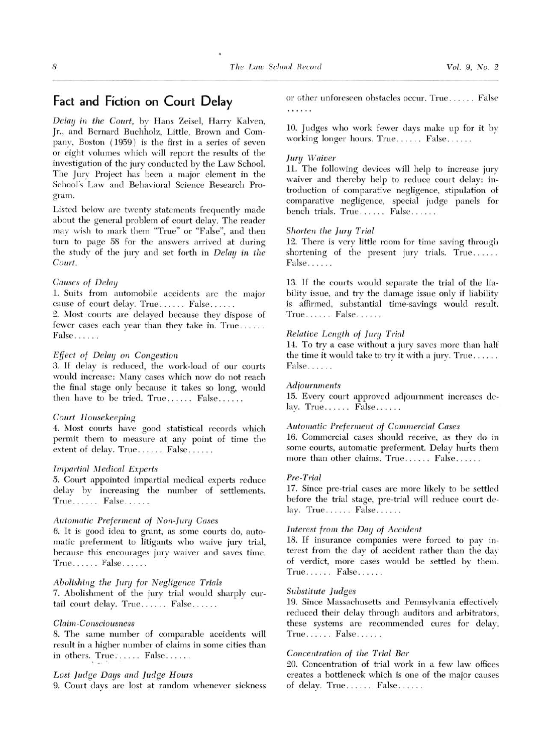## Fact and Fiction on Court Delay

*Delay in the Court*, by Hans Zeisel, Harry Kalven, Jr., and Bernard Buchholz, Little, Brown and Company, Boston (1959) is the first in a series of seven or eight volumes which will report the results of the investigation of the jury conducted by the Law School. The Jury Project has been a major element in the School's Law and Behavioral Science Research Program.

Listed below are twenty statements frequently made about the general problem of court delay. The reader may wish to mark them "True" or "False", and then turn to page 58 for the answers arrived at during the study of the jury and set forth in *Delay in the Court*.

*Causes of Delay*

1. Suits from automobile accidents are the major cause of court delay. True...... False......
2. Most courts are delayed because they dispose of fewer cases each year than they take in. True...... False......

*Effect of Delay on Congestion*

3. If delay is reduced, the work-load of our courts would increase: Many cases which now do not reach the final stage only because it takes so long, would then have to be tried. True...... False......

*Court Housekeeping*

4. Most courts have good statistical records which permit them to measure at any point of time the extent of delay. True...... False......

*Impartial Medical Experts*

5. Court appointed impartial medical experts reduce delay by increasing the number of settlements. True...... False......

*Automatic Preferment of Non-Jury Cases*

6. It is good idea to grant, as some courts do, automatic preferment to litigants who waive jury trial, because this encourages jury waiver and saves time. True...... False......

*Abolishing the Jury for Negligence Trials*

7. Abolishment of the jury trial would sharply curtail court delay. True...... False......

*Claim-Consciousness*

8. The same number of comparable accidents will result in a higher number of claims in some cities than in others. True...... False......

*Lost Judge Days and Judge Hours*

9. Court days are lost at random whenever sickness or other unforeseen obstacles occur. True...... False......

10. Judges who work fewer days make up for it by working longer hours. True...... False......

*Jury Waiver*

11. The following devices will help to increase jury waiver and thereby help to reduce court delay: introduction of comparative negligence, stipulation of comparative negligence, special judge panels for bench trials. True...... False......

*Shorten the Jury Trial*

12. There is very little room for time saving through shortening of the present jury trials. True...... False......

13. If the courts would separate the trial of the liability issue, and try the damage issue only if liability is affirmed, substantial time-savings would result. True...... False......

*Relative Length of Jury Trial*

14. To try a case without a jury saves more than half the time it would take to try it with a jury. True...... False......

*Adjournments*

15. Every court approved adjournment increases delay. True...... False......

*Automatic Preferment of Commercial Cases*

16. Commercial cases should receive, as they do in some courts, automatic preferment. Delay hurts them more than other claims. True...... False......

*Pre-Trial*

17. Since pre-trial cases are more likely to be settled before the trial stage, pre-trial will reduce court delay. True...... False......

*Interest from the Day of Accident*

18. If insurance companies were forced to pay interest from the day of accident rather than the day of verdict, more cases would be settled by them. True...... False......

*Substitute Judges*

19. Since Massachusetts and Pennsylvania effectively reduced their delay through auditors and arbitrators, these systems are recommended cures for delay. True...... False......

*Concentration of the Trial Bar*

20. Concentration of trial work in a few law offices creates a bottleneck which is one of the major causes of delay. True...... False......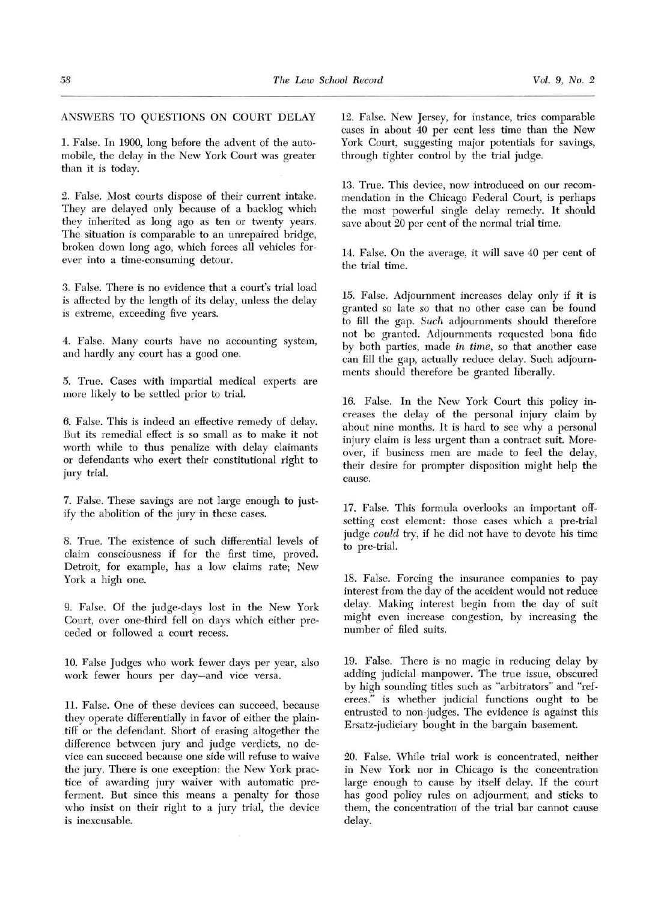ANSWERS TO QUESTIONS ON COURT DELAY

1. False. In 1900, long before the advent of the automobile, the delay in the New York Court was greater than it is today.

2. False. Most courts dispose of their current intake. They are delayed only because of a backlog which they inherited as long ago as ten or twenty years. The situation is comparable to an unrepaired bridge, broken down long ago, which forces all vehicles forever into a time-consuming detour.

3. False. There is no evidence that a court's trial load is affected by the length of its delay, unless the delay is extreme, exceeding five years.

4. False. Many courts have no accounting system, and hardly any court has a good one.

5. True. Cases with impartial medical experts are more likely to be settled prior to trial.

6. False. This is indeed an effective remedy of delay. But its remedial effect is so small as to make it not worth while to thus penalize with delay claimants or defendants who exert their constitutional right to jury trial.

7. False. These savings are not large enough to justify the abolition of the jury in these cases.

8. True. The existence of such differential levels of claim consciousness if for the first time, proved. Detroit, for example, has a low claims rate; New York a high one.

9. False. Of the judge-days lost in the New York Court, over one-third fell on days which either preceded or followed a court recess.

10. False Judges who work fewer days per year, also work fewer hours per day—and vice versa.

11. False. One of these devices can succeed, because they operate differentially in favor of either the plaintiff or the defendant. Short of erasing altogether the difference between jury and judge verdicts, no device can succeed because one side will refuse to waive the jury. There is one exception: the New York practice of awarding jury waiver with automatic preferment. But since this means a penalty for those who insist on their right to a jury trial, the device is inexcusable.

12. False. New Jersey, for instance, tries comparable cases in about 40 per cent less time than the New York Court, suggesting major potentials for savings, through tighter control by the trial judge.

13. True. This device, now introduced on our recommendation in the Chicago Federal Court, is perhaps the most powerful single delay remedy. It should save about 20 per cent of the normal trial time.

14. False. On the average, it will save 40 per cent of the trial time.

15. False. Adjournment increases delay only if it is granted so late so that no other case can be found to fill the gap. *Such* adjournments should therefore not be granted. Adjournments requested bona fide by both parties, made *in time*, so that another case can fill the gap, actually reduce delay. Such adjournments should therefore be granted liberally.

16. False. In the New York Court this policy increases the delay of the personal injury claim by about nine months. It is hard to see why a personal injury claim is less urgent than a contract suit. Moreover, if business men are made to feel the delay, their desire for prompter disposition might help the cause.

17. False. This formula overlooks an important offsetting cost element: those cases which a pre-trial judge *could* try, if he did not have to devote his time to pre-trial.

18. False. Forcing the insurance companies to pay interest from the day of the accident would not reduce delay. Making interest begin from the day of suit might even increase congestion, by increasing the number of filed suits.

19. False. There is no magic in reducing delay by adding judicial manpower. The true issue, obscured by high sounding titles such as "arbitrators" and "referees." is whether judicial functions ought to be entrusted to non-judges. The evidence is against this Ersatz-judiciary bought in the bargain basement.

20. False. While trial work is concentrated, neither in New York nor in Chicago is the concentration large enough to cause by itself delay. If the court has good policy rules on adjournment, and sticks to them, the concentration of the trial bar cannot cause delay.